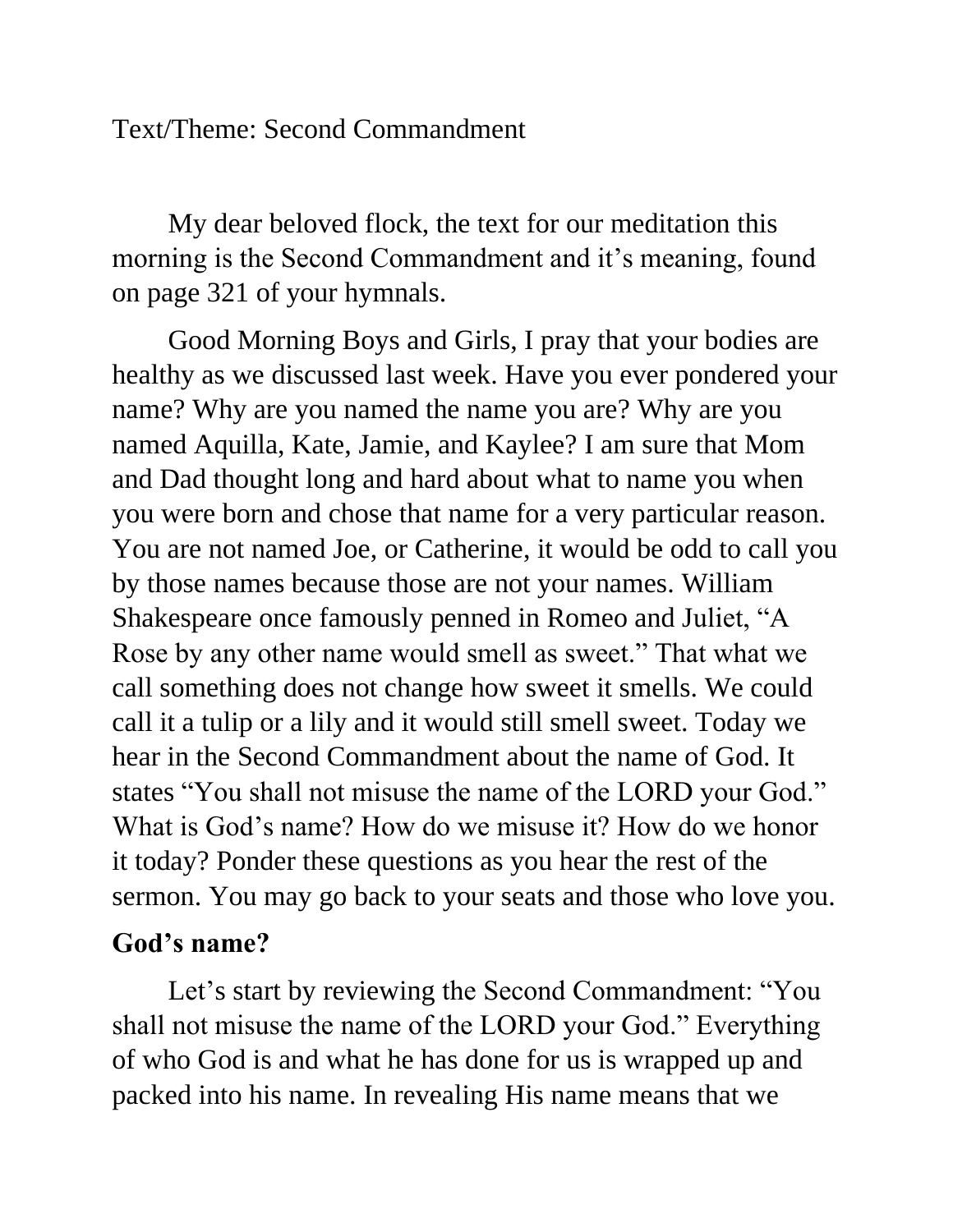Text/Theme: Second Commandment

My dear beloved flock, the text for our meditation this morning is the Second Commandment and it's meaning, found on page 321 of your hymnals.

Good Morning Boys and Girls, I pray that your bodies are healthy as we discussed last week. Have you ever pondered your name? Why are you named the name you are? Why are you named Aquilla, Kate, Jamie, and Kaylee? I am sure that Mom and Dad thought long and hard about what to name you when you were born and chose that name for a very particular reason. You are not named Joe, or Catherine, it would be odd to call you by those names because those are not your names. William Shakespeare once famously penned in Romeo and Juliet, "A Rose by any other name would smell as sweet." That what we call something does not change how sweet it smells. We could call it a tulip or a lily and it would still smell sweet. Today we hear in the Second Commandment about the name of God. It states "You shall not misuse the name of the LORD your God." What is God's name? How do we misuse it? How do we honor it today? Ponder these questions as you hear the rest of the sermon. You may go back to your seats and those who love you.

**God's name?**

Let's start by reviewing the Second Commandment: "You shall not misuse the name of the LORD your God." Everything of who God is and what he has done for us is wrapped up and packed into his name. In revealing His name means that we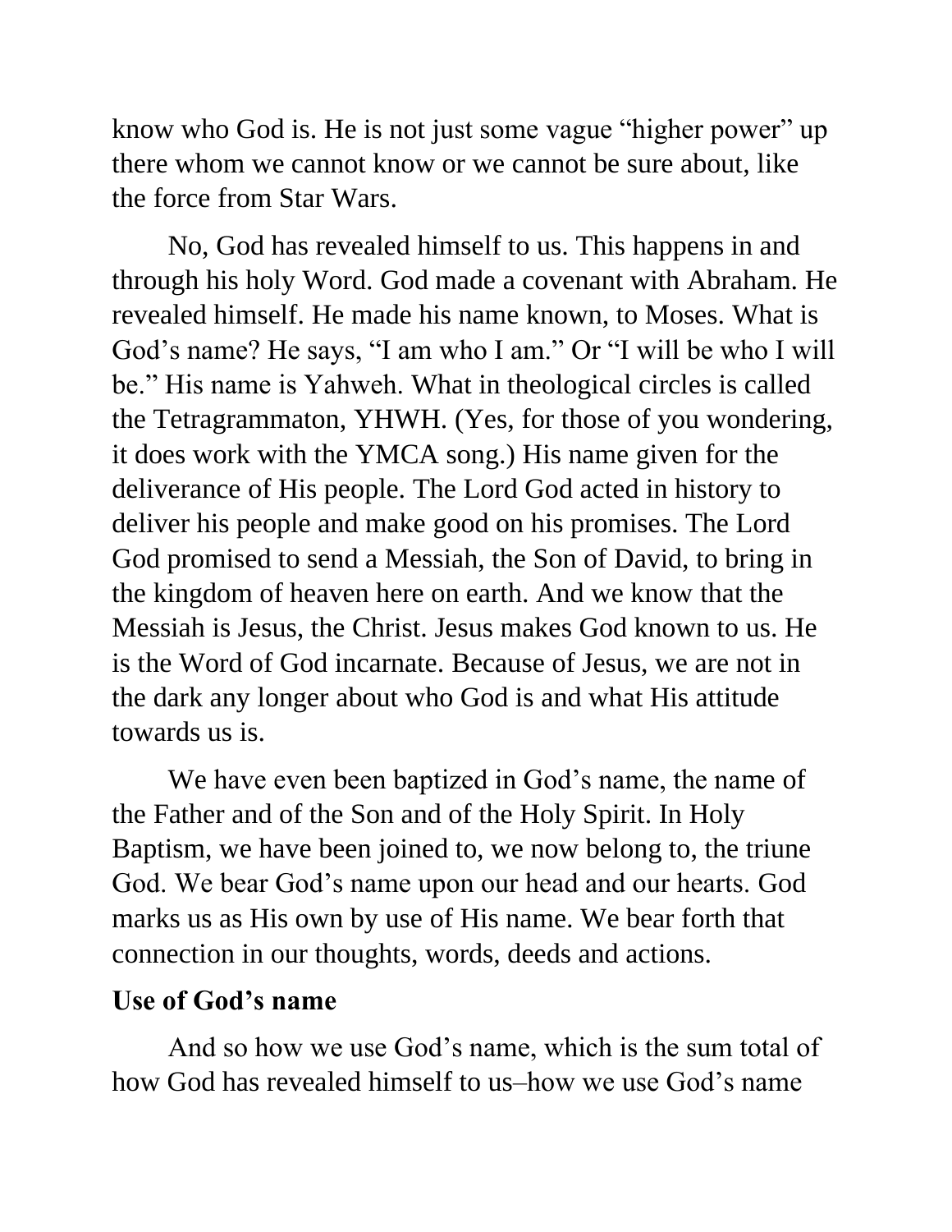know who God is. He is not just some vague "higher power" up there whom we cannot know or we cannot be sure about, like the force from Star Wars.

No, God has revealed himself to us. This happens in and through his holy Word. God made a covenant with Abraham. He revealed himself. He made his name known, to Moses. What is God's name? He says, "I am who I am." Or "I will be who I will be." His name is Yahweh. What in theological circles is called the Tetragrammaton, YHWH. (Yes, for those of you wondering, it does work with the YMCA song.) His name given for the deliverance of His people. The Lord God acted in history to deliver his people and make good on his promises. The Lord God promised to send a Messiah, the Son of David, to bring in the kingdom of heaven here on earth. And we know that the Messiah is Jesus, the Christ. Jesus makes God known to us. He is the Word of God incarnate. Because of Jesus, we are not in the dark any longer about who God is and what His attitude towards us is.

We have even been baptized in God's name, the name of the Father and of the Son and of the Holy Spirit. In Holy Baptism, we have been joined to, we now belong to, the triune God. We bear God's name upon our head and our hearts. God marks us as His own by use of His name. We bear forth that connection in our thoughts, words, deeds and actions.

**Use of God's name**

And so how we use God's name, which is the sum total of how God has revealed himself to us–how we use God's name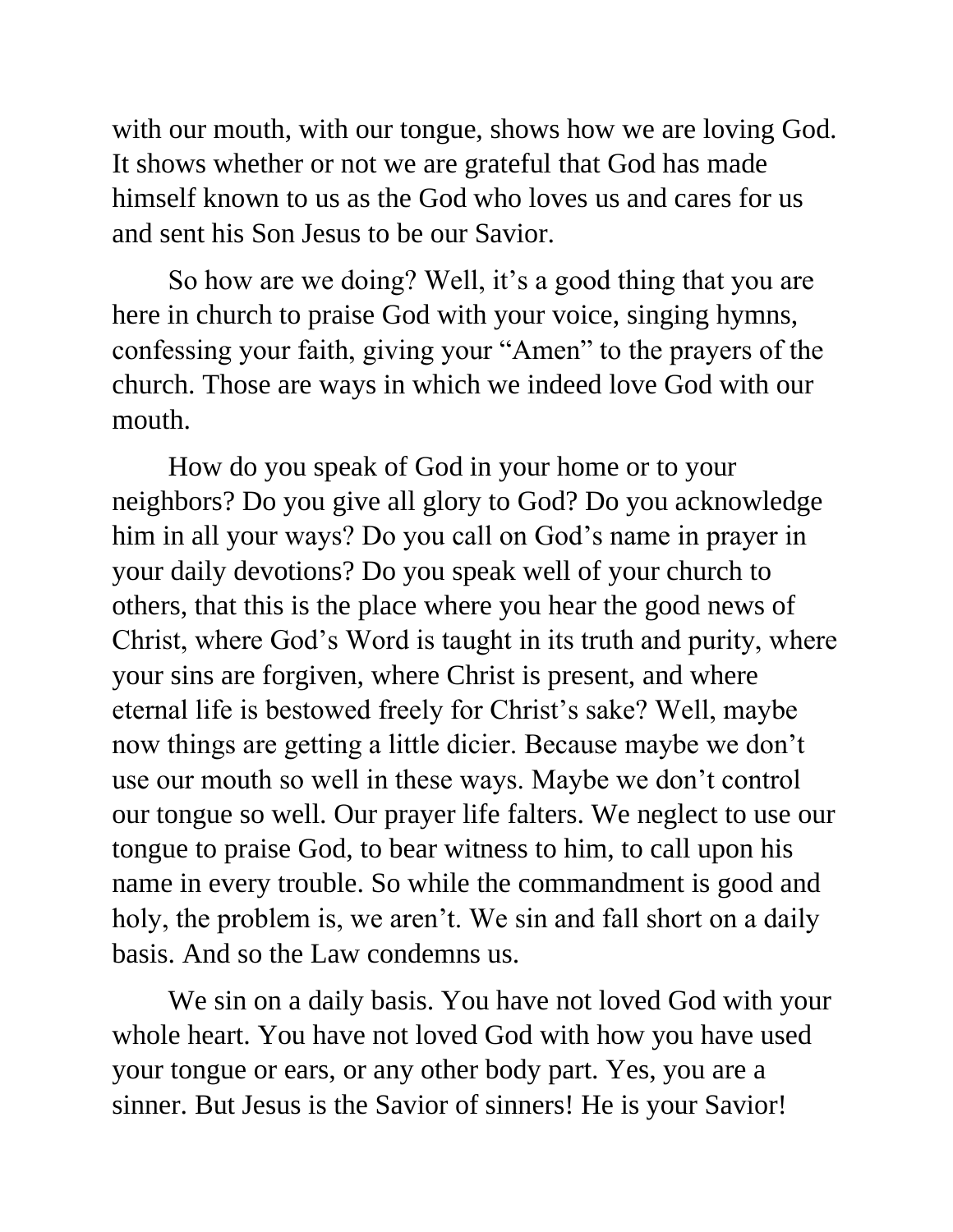with our mouth, with our tongue, shows how we are loving God. It shows whether or not we are grateful that God has made himself known to us as the God who loves us and cares for us and sent his Son Jesus to be our Savior.

So how are we doing? Well, it's a good thing that you are here in church to praise God with your voice, singing hymns, confessing your faith, giving your "Amen" to the prayers of the church. Those are ways in which we indeed love God with our mouth.

How do you speak of God in your home or to your neighbors? Do you give all glory to God? Do you acknowledge him in all your ways? Do you call on God's name in prayer in your daily devotions? Do you speak well of your church to others, that this is the place where you hear the good news of Christ, where God's Word is taught in its truth and purity, where your sins are forgiven, where Christ is present, and where eternal life is bestowed freely for Christ's sake? Well, maybe now things are getting a little dicier. Because maybe we don't use our mouth so well in these ways. Maybe we don't control our tongue so well. Our prayer life falters. We neglect to use our tongue to praise God, to bear witness to him, to call upon his name in every trouble. So while the commandment is good and holy, the problem is, we aren't. We sin and fall short on a daily basis. And so the Law condemns us.

We sin on a daily basis. You have not loved God with your whole heart. You have not loved God with how you have used your tongue or ears, or any other body part. Yes, you are a sinner. But Jesus is the Savior of sinners! He is your Savior!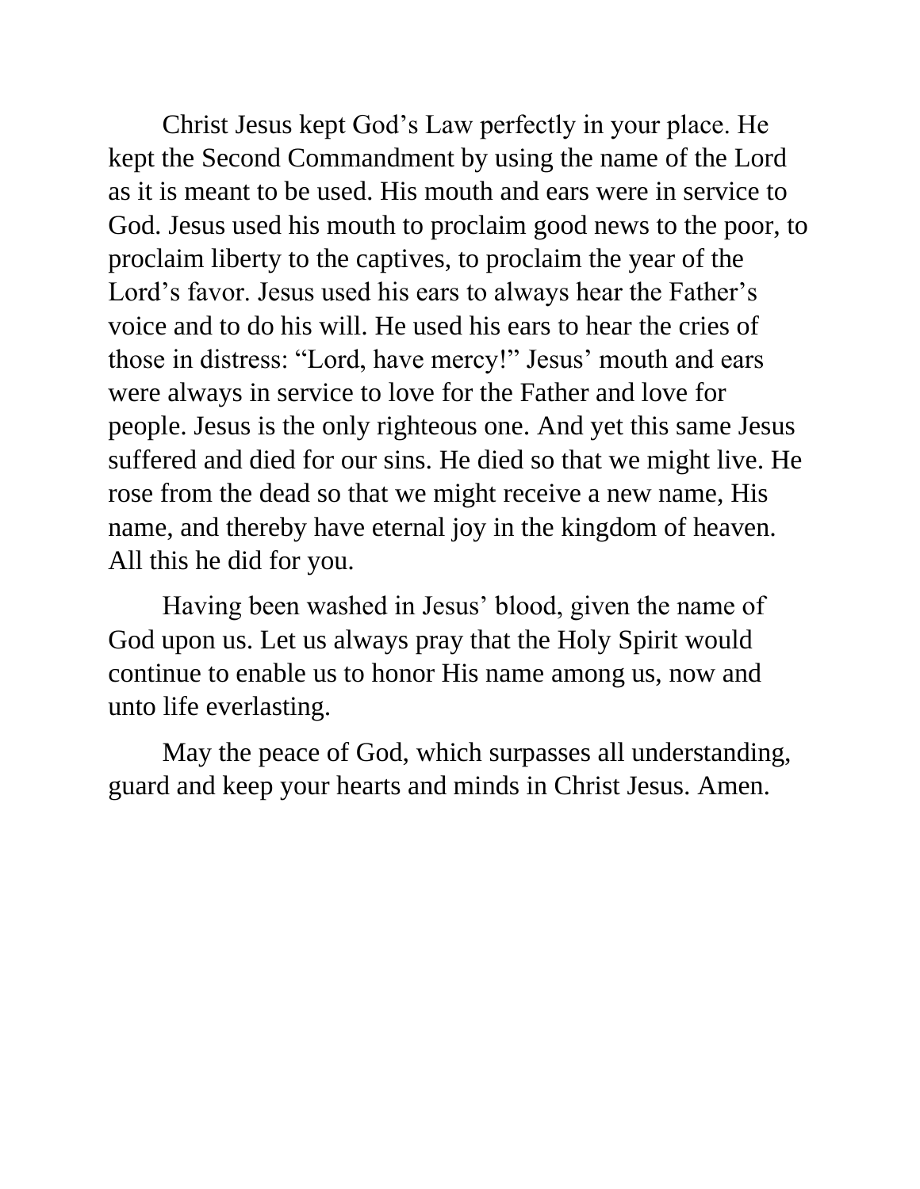Christ Jesus kept God's Law perfectly in your place. He kept the Second Commandment by using the name of the Lord as it is meant to be used. His mouth and ears were in service to God. Jesus used his mouth to proclaim good news to the poor, to proclaim liberty to the captives, to proclaim the year of the Lord's favor. Jesus used his ears to always hear the Father's voice and to do his will. He used his ears to hear the cries of those in distress: "Lord, have mercy!" Jesus' mouth and ears were always in service to love for the Father and love for people. Jesus is the only righteous one. And yet this same Jesus suffered and died for our sins. He died so that we might live. He rose from the dead so that we might receive a new name, His name, and thereby have eternal joy in the kingdom of heaven. All this he did for you.

Having been washed in Jesus' blood, given the name of God upon us. Let us always pray that the Holy Spirit would continue to enable us to honor His name among us, now and unto life everlasting.

May the peace of God, which surpasses all understanding, guard and keep your hearts and minds in Christ Jesus. Amen.